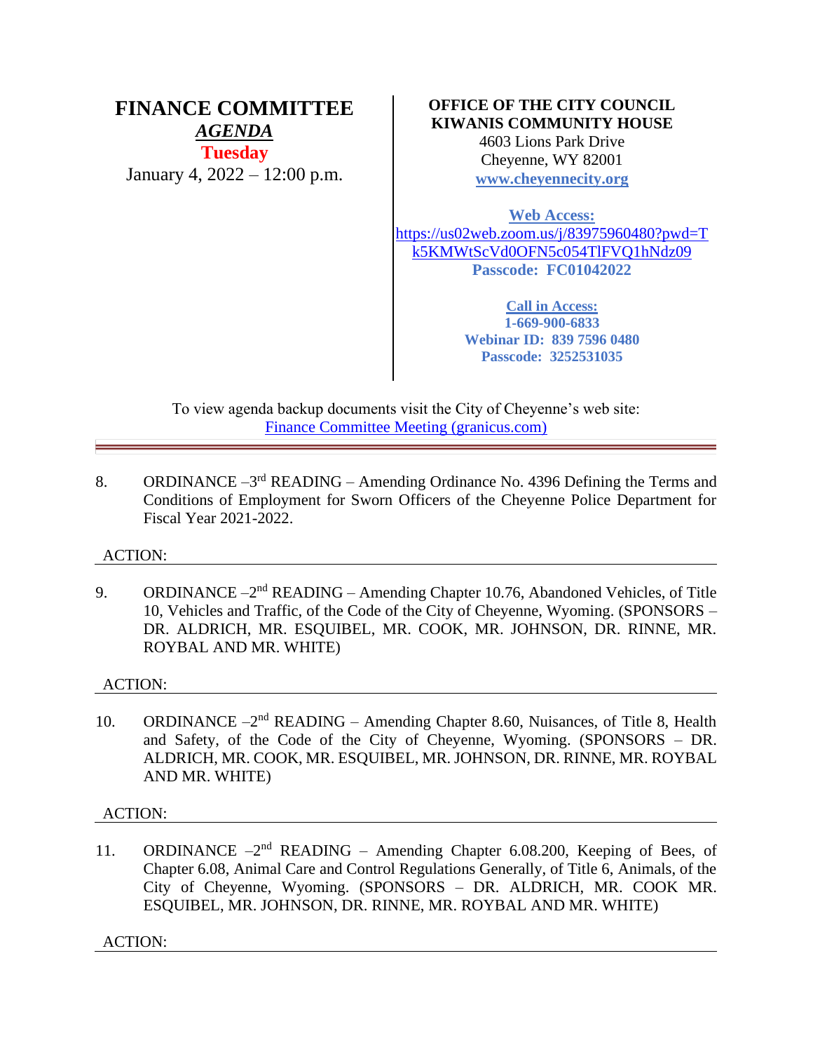# FINANCE COMMITTEE

***AGENDA***

**Tuesday**

January 4, 2022 – 12:00 p.m.

**OFFICE OF THE CITY COUNCIL**
**KIWANIS COMMUNITY HOUSE**
4603 Lions Park Drive
Cheyenne, WY 82001
**www.cheyennecity.org**

**Web Access:**
https://us02web.zoom.us/j/83975960480?pwd=Tk5KMWtScVd0OFN5c054TlFVQ1hNdz09
**Passcode: FC01042022**

**Call in Access:**
**1-669-900-6833**
**Webinar ID: 839 7596 0480**
**Passcode: 3252531035**

To view agenda backup documents visit the City of Cheyenne's web site:
Finance Committee Meeting (granicus.com)

---

8. ORDINANCE –3rd READING – Amending Ordinance No. 4396 Defining the Terms and Conditions of Employment for Sworn Officers of the Cheyenne Police Department for Fiscal Year 2021-2022.

ACTION:

9. ORDINANCE –2nd READING – Amending Chapter 10.76, Abandoned Vehicles, of Title 10, Vehicles and Traffic, of the Code of the City of Cheyenne, Wyoming. (SPONSORS – DR. ALDRICH, MR. ESQUIBEL, MR. COOK, MR. JOHNSON, DR. RINNE, MR. ROYBAL AND MR. WHITE)

ACTION:

10. ORDINANCE –2nd READING – Amending Chapter 8.60, Nuisances, of Title 8, Health and Safety, of the Code of the City of Cheyenne, Wyoming. (SPONSORS – DR. ALDRICH, MR. COOK, MR. ESQUIBEL, MR. JOHNSON, DR. RINNE, MR. ROYBAL AND MR. WHITE)

ACTION:

11. ORDINANCE –2nd READING – Amending Chapter 6.08.200, Keeping of Bees, of Chapter 6.08, Animal Care and Control Regulations Generally, of Title 6, Animals, of the City of Cheyenne, Wyoming. (SPONSORS – DR. ALDRICH, MR. COOK MR. ESQUIBEL, MR. JOHNSON, DR. RINNE, MR. ROYBAL AND MR. WHITE)

ACTION: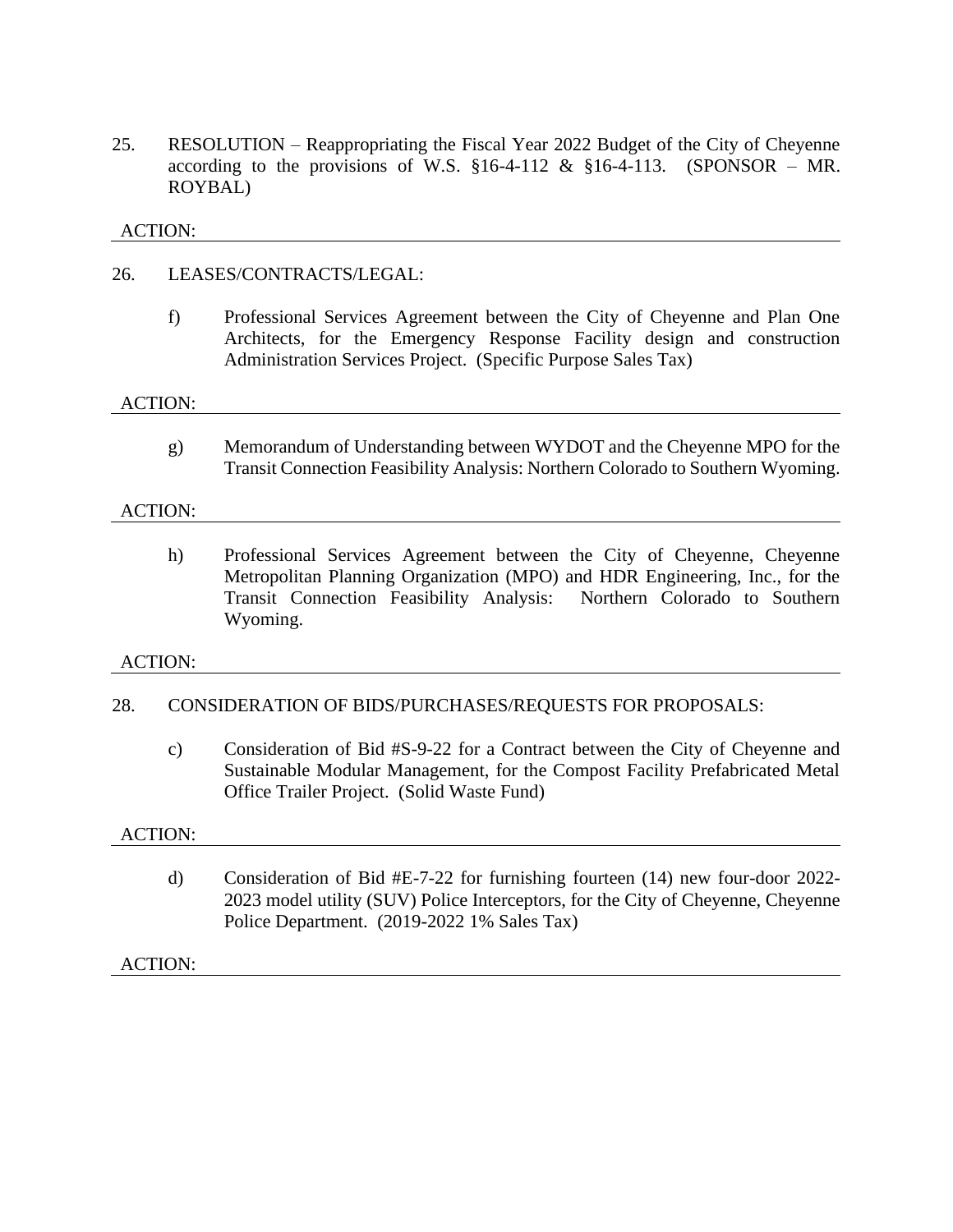25. RESOLUTION – Reappropriating the Fiscal Year 2022 Budget of the City of Cheyenne according to the provisions of W.S. §16-4-112 & §16-4-113. (SPONSOR – MR. ROYBAL)

ACTION:

---

26. LEASES/CONTRACTS/LEGAL:

    f) Professional Services Agreement between the City of Cheyenne and Plan One Architects, for the Emergency Response Facility design and construction Administration Services Project. (Specific Purpose Sales Tax)

ACTION:

---

    g) Memorandum of Understanding between WYDOT and the Cheyenne MPO for the Transit Connection Feasibility Analysis: Northern Colorado to Southern Wyoming.

ACTION:

---

    h) Professional Services Agreement between the City of Cheyenne, Cheyenne Metropolitan Planning Organization (MPO) and HDR Engineering, Inc., for the Transit Connection Feasibility Analysis: Northern Colorado to Southern Wyoming.

ACTION:

---

28. CONSIDERATION OF BIDS/PURCHASES/REQUESTS FOR PROPOSALS:

    c) Consideration of Bid #S-9-22 for a Contract between the City of Cheyenne and Sustainable Modular Management, for the Compost Facility Prefabricated Metal Office Trailer Project. (Solid Waste Fund)

ACTION:

---

    d) Consideration of Bid #E-7-22 for furnishing fourteen (14) new four-door 2022-2023 model utility (SUV) Police Interceptors, for the City of Cheyenne, Cheyenne Police Department. (2019-2022 1% Sales Tax)

ACTION:

---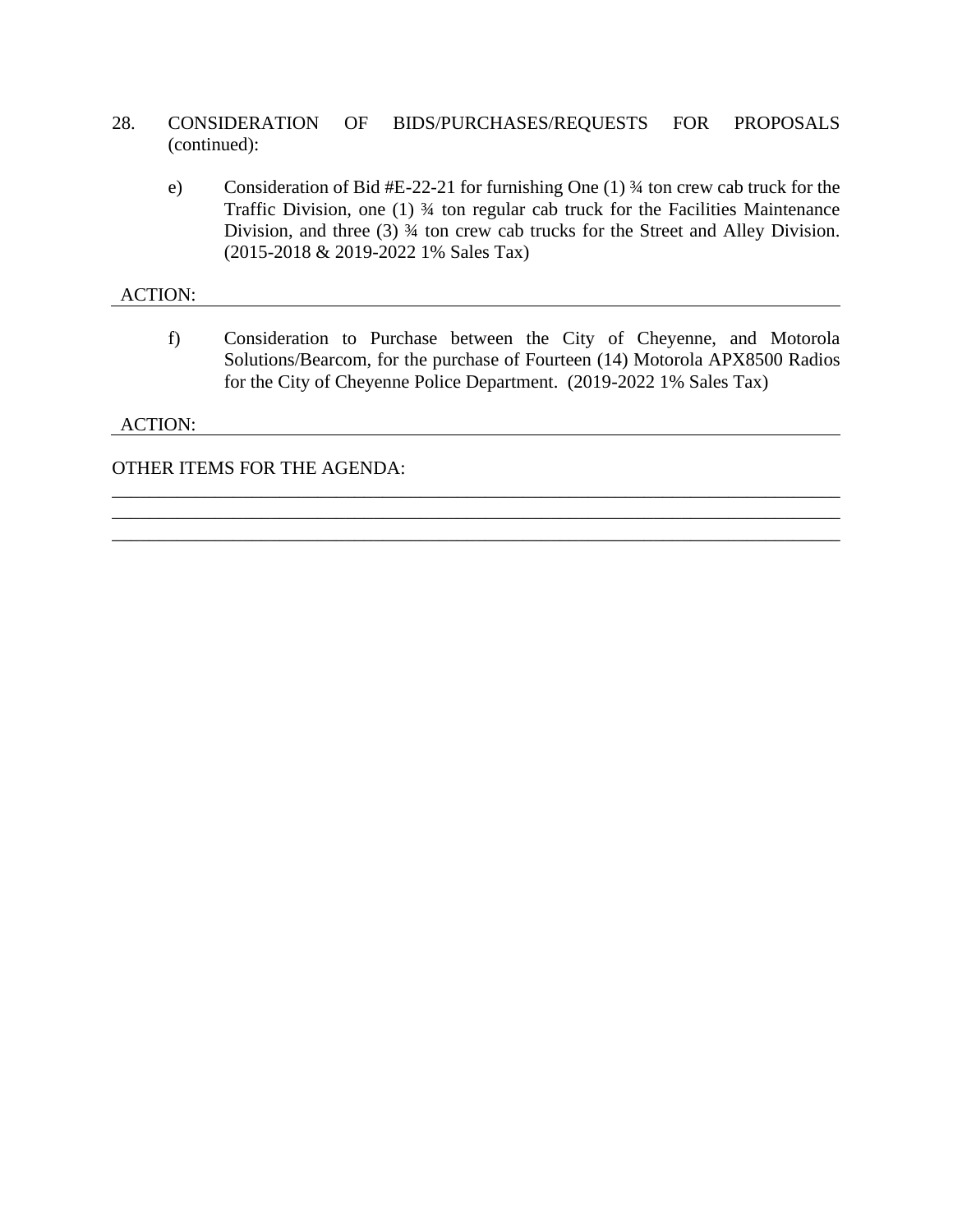28. CONSIDERATION OF BIDS/PURCHASES/REQUESTS FOR PROPOSALS (continued):

   e) Consideration of Bid #E-22-21 for furnishing One (1) ¾ ton crew cab truck for the Traffic Division, one (1) ¾ ton regular cab truck for the Facilities Maintenance Division, and three (3) ¾ ton crew cab trucks for the Street and Alley Division. (2015-2018 & 2019-2022 1% Sales Tax)

ACTION: ______________________________________________________________________

   f) Consideration to Purchase between the City of Cheyenne, and Motorola Solutions/Bearcom, for the purchase of Fourteen (14) Motorola APX8500 Radios for the City of Cheyenne Police Department. (2019-2022 1% Sales Tax)

ACTION: ______________________________________________________________________

OTHER ITEMS FOR THE AGENDA:

______________________________________________________________________________

______________________________________________________________________________

______________________________________________________________________________